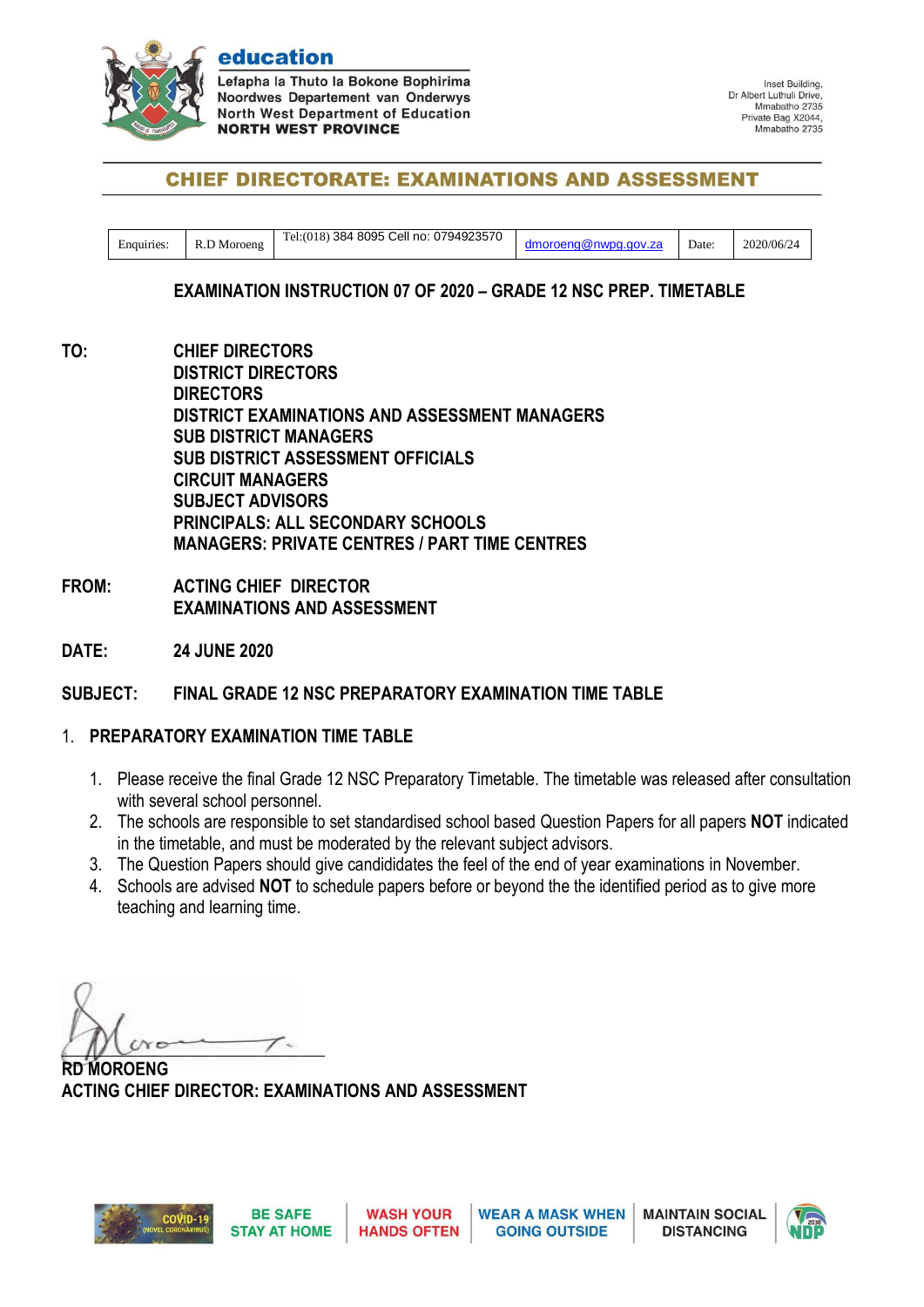**education**

**Lefapha la Thuto la Bokone Bophirima**
**Noordwes Departement van Onderwys**
**North West Department of Education**
**NORTH WEST PROVINCE**

Inset Building,
Dr Albert Luthuli Drive,
Mmabatho 2735
Private Bag X2044,
Mmabatho 2735

## CHIEF DIRECTORATE: EXAMINATIONS AND ASSESSMENT

| Enquiries: | R.D Moroeng | Tel:(018) 384 8095 Cell no: 0794923570 | dmoroeng@nwpg.gov.za | Date: | 2020/06/24 |
|---|---|---|---|---|---|

### EXAMINATION INSTRUCTION 07 OF 2020 – GRADE 12 NSC PREP. TIMETABLE

**TO:** **CHIEF DIRECTORS**
**DISTRICT DIRECTORS**
**DIRECTORS**
**DISTRICT EXAMINATIONS AND ASSESSMENT MANAGERS**
**SUB DISTRICT MANAGERS**
**SUB DISTRICT ASSESSMENT OFFICIALS**
**CIRCUIT MANAGERS**
**SUBJECT ADVISORS**
**PRINCIPALS: ALL SECONDARY SCHOOLS**
**MANAGERS: PRIVATE CENTRES / PART TIME CENTRES**

**FROM:** **ACTING CHIEF DIRECTOR**
**EXAMINATIONS AND ASSESSMENT**

**DATE:** **24 JUNE 2020**

**SUBJECT:** **FINAL GRADE 12 NSC PREPARATORY EXAMINATION TIME TABLE**

1. **PREPARATORY EXAMINATION TIME TABLE**

   1. Please receive the final Grade 12 NSC Preparatory Timetable. The timetable was released after consultation with several school personnel.
   2. The schools are responsible to set standardised school based Question Papers for all papers **NOT** indicated in the timetable, and must be moderated by the relevant subject advisors.
   3. The Question Papers should give candididates the feel of the end of year examinations in November.
   4. Schools are advised **NOT** to schedule papers before or beyond the the identified period as to give more teaching and learning time.

**RD MOROENG**
**ACTING CHIEF DIRECTOR: EXAMINATIONS AND ASSESSMENT**

COVID-19 (NOVEL CORONAVIRUS) | BE SAFE STAY AT HOME | WASH YOUR HANDS OFTEN | WEAR A MASK WHEN GOING OUTSIDE | MAINTAIN SOCIAL DISTANCING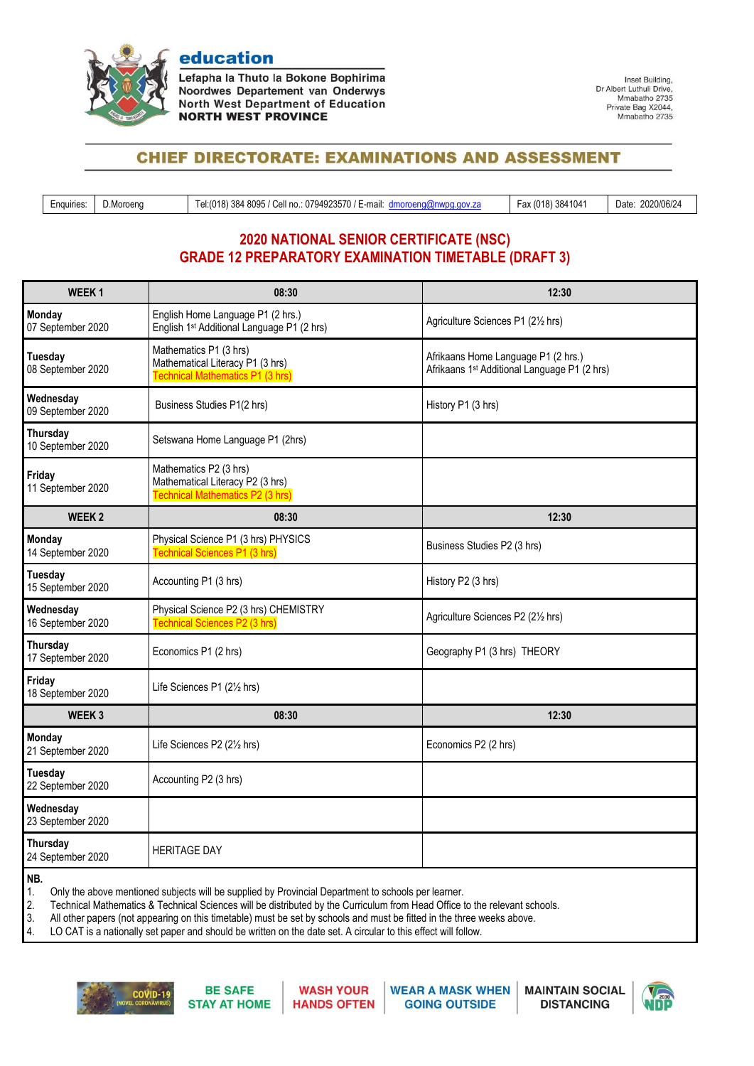**education**

Lefapha la Thuto la Bokone Bophirima
Noordwes Departement van Onderwys
North West Department of Education
NORTH WEST PROVINCE

Inset Building,
Dr Albert Luthuli Drive,
Mmabatho 2735
Private Bag X2044,
Mmabatho 2735

## CHIEF DIRECTORATE: EXAMINATIONS AND ASSESSMENT

| | | | | |
|---|---|---|---|---|
| Enquiries: | D.Moroeng | Tel:(018) 384 8095 / Cell no.: 0794923570 / E-mail: dmoroeng@nwpg.gov.za | Fax (018) 3841041 | Date: 2020/06/24 |

# 2020 NATIONAL SENIOR CERTIFICATE (NSC)
# GRADE 12 PREPARATORY EXAMINATION TIMETABLE (DRAFT 3)

| WEEK 1 | 08:30 | 12:30 |
|---|---|---|
| **Monday** 07 September 2020 | English Home Language P1 (2 hrs.) English 1st Additional Language P1 (2 hrs) | Agriculture Sciences P1 (2½ hrs) |
| **Tuesday** 08 September 2020 | Mathematics P1 (3 hrs) Mathematical Literacy P1 (3 hrs) Technical Mathematics P1 (3 hrs) | Afrikaans Home Language P1 (2 hrs.) Afrikaans 1st Additional Language P1 (2 hrs) |
| **Wednesday** 09 September 2020 | Business Studies P1(2 hrs) | History P1 (3 hrs) |
| **Thursday** 10 September 2020 | Setswana Home Language P1 (2hrs) | |
| **Friday** 11 September 2020 | Mathematics P2 (3 hrs) Mathematical Literacy P2 (3 hrs) Technical Mathematics P2 (3 hrs) | |
| **WEEK 2** | **08:30** | **12:30** |
| **Monday** 14 September 2020 | Physical Science P1 (3 hrs) PHYSICS Technical Sciences P1 (3 hrs) | Business Studies P2 (3 hrs) |
| **Tuesday** 15 September 2020 | Accounting P1 (3 hrs) | History P2 (3 hrs) |
| **Wednesday** 16 September 2020 | Physical Science P2 (3 hrs) CHEMISTRY Technical Sciences P2 (3 hrs) | Agriculture Sciences P2 (2½ hrs) |
| **Thursday** 17 September 2020 | Economics P1 (2 hrs) | Geography P1 (3 hrs) THEORY |
| **Friday** 18 September 2020 | Life Sciences P1 (2½ hrs) | |
| **WEEK 3** | **08:30** | **12:30** |
| **Monday** 21 September 2020 | Life Sciences P2 (2½ hrs) | Economics P2 (2 hrs) |
| **Tuesday** 22 September 2020 | Accounting P2 (3 hrs) | |
| **Wednesday** 23 September 2020 | | |
| **Thursday** 24 September 2020 | HERITAGE DAY | |

**NB.**

1. Only the above mentioned subjects will be supplied by Provincial Department to schools per learner.
2. Technical Mathematics & Technical Sciences will be distributed by the Curriculum from Head Office to the relevant schools.
3. All other papers (not appearing on this timetable) must be set by schools and must be fitted in the three weeks above.
4. LO CAT is a nationally set paper and should be written on the date set. A circular to this effect will follow.

COVID-19 (NOVEL CORONAVIRUS) | BE SAFE STAY AT HOME | WASH YOUR HANDS OFTEN | WEAR A MASK WHEN GOING OUTSIDE | MAINTAIN SOCIAL DISTANCING | 2030 NDP